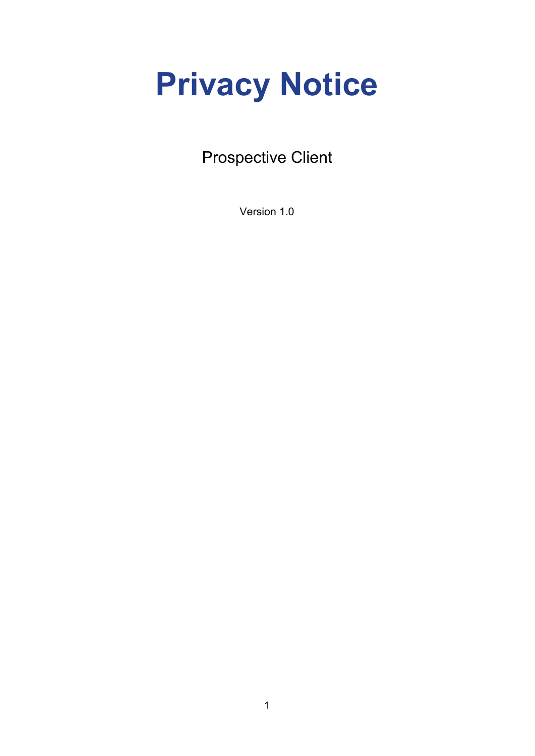# Privacy Notice

Prospective Client

Version 1.0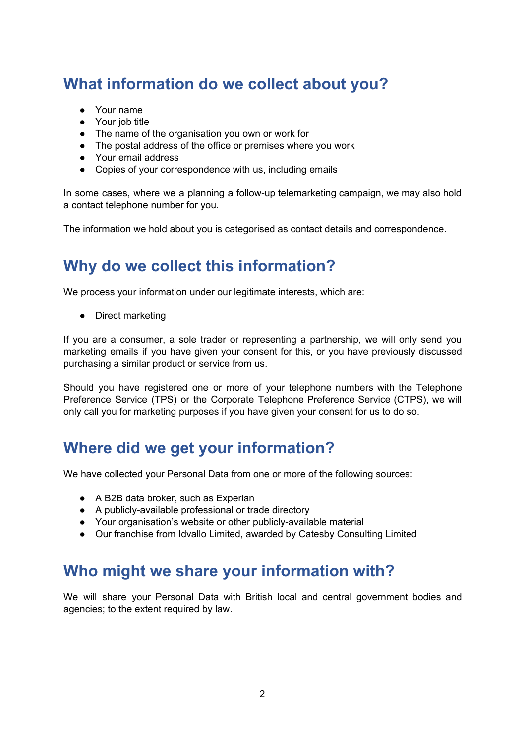## What information do we collect about you?

- Your name
- Your job title
- The name of the organisation you own or work for
- The postal address of the office or premises where you work
- Your email address
- Copies of your correspondence with us, including emails

In some cases, where we a planning a follow-up telemarketing campaign, we may also hold a contact telephone number for you.

The information we hold about you is categorised as contact details and correspondence.

## Why do we collect this information?

We process your information under our legitimate interests, which are:

- Direct marketing

If you are a consumer, a sole trader or representing a partnership, we will only send you marketing emails if you have given your consent for this, or you have previously discussed purchasing a similar product or service from us.

Should you have registered one or more of your telephone numbers with the Telephone Preference Service (TPS) or the Corporate Telephone Preference Service (CTPS), we will only call you for marketing purposes if you have given your consent for us to do so.

## Where did we get your information?

We have collected your Personal Data from one or more of the following sources:

- A B2B data broker, such as Experian
- A publicly-available professional or trade directory
- Your organisation's website or other publicly-available material
- Our franchise from Idvallo Limited, awarded by Catesby Consulting Limited

## Who might we share your information with?

We will share your Personal Data with British local and central government bodies and agencies; to the extent required by law.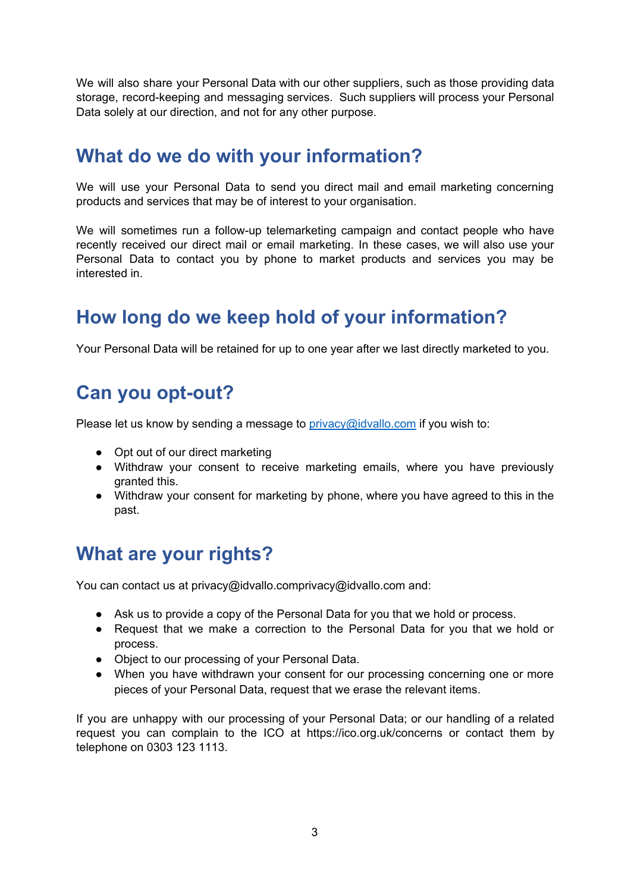We will also share your Personal Data with our other suppliers, such as those providing data storage, record-keeping and messaging services. Such suppliers will process your Personal Data solely at our direction, and not for any other purpose.

## What do we do with your information?

We will use your Personal Data to send you direct mail and email marketing concerning products and services that may be of interest to your organisation.

We will sometimes run a follow-up telemarketing campaign and contact people who have recently received our direct mail or email marketing. In these cases, we will also use your Personal Data to contact you by phone to market products and services you may be interested in.

## How long do we keep hold of your information?

Your Personal Data will be retained for up to one year after we last directly marketed to you.

## Can you opt-out?

Please let us know by sending a message to [privacy@idvallo.com](mailto:privacy@idvallo.com) if you wish to:

- Opt out of our direct marketing
- Withdraw your consent to receive marketing emails, where you have previously granted this.
- Withdraw your consent for marketing by phone, where you have agreed to this in the past.

## What are your rights?

You can contact us at privacy@idvallo.comprivacy@idvallo.com and:

- Ask us to provide a copy of the Personal Data for you that we hold or process.
- Request that we make a correction to the Personal Data for you that we hold or process.
- Object to our processing of your Personal Data.
- When you have withdrawn your consent for our processing concerning one or more pieces of your Personal Data, request that we erase the relevant items.

If you are unhappy with our processing of your Personal Data; or our handling of a related request you can complain to the ICO at https://ico.org.uk/concerns or contact them by telephone on 0303 123 1113.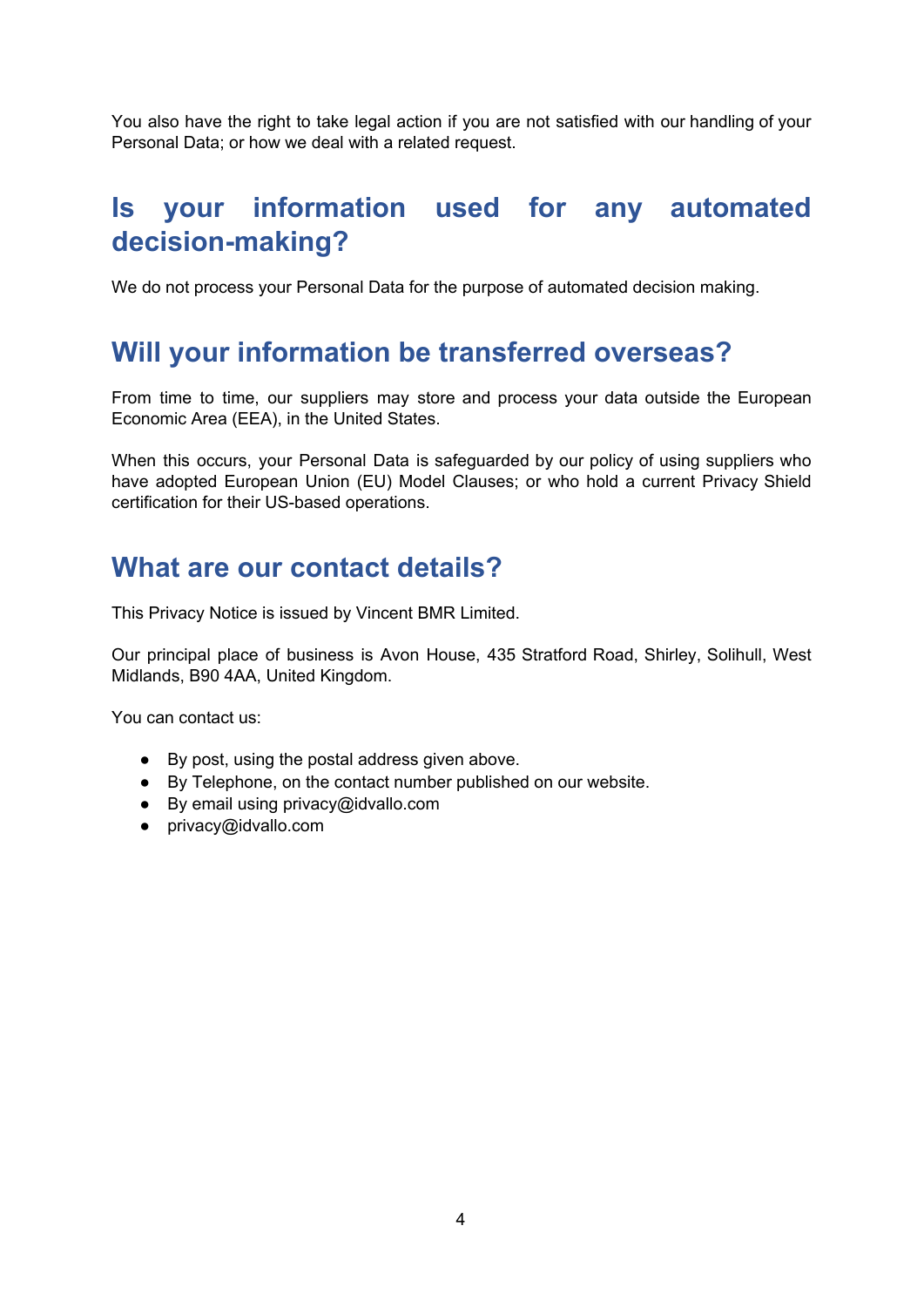You also have the right to take legal action if you are not satisfied with our handling of your Personal Data; or how we deal with a related request.

## Is your information used for any automated decision-making?

We do not process your Personal Data for the purpose of automated decision making.

## Will your information be transferred overseas?

From time to time, our suppliers may store and process your data outside the European Economic Area (EEA), in the United States.

When this occurs, your Personal Data is safeguarded by our policy of using suppliers who have adopted European Union (EU) Model Clauses; or who hold a current Privacy Shield certification for their US-based operations.

## What are our contact details?

This Privacy Notice is issued by Vincent BMR Limited.

Our principal place of business is Avon House, 435 Stratford Road, Shirley, Solihull, West Midlands, B90 4AA, United Kingdom.

You can contact us:

- By post, using the postal address given above.
- By Telephone, on the contact number published on our website.
- By email using privacy@idvallo.com
- privacy@idvallo.com